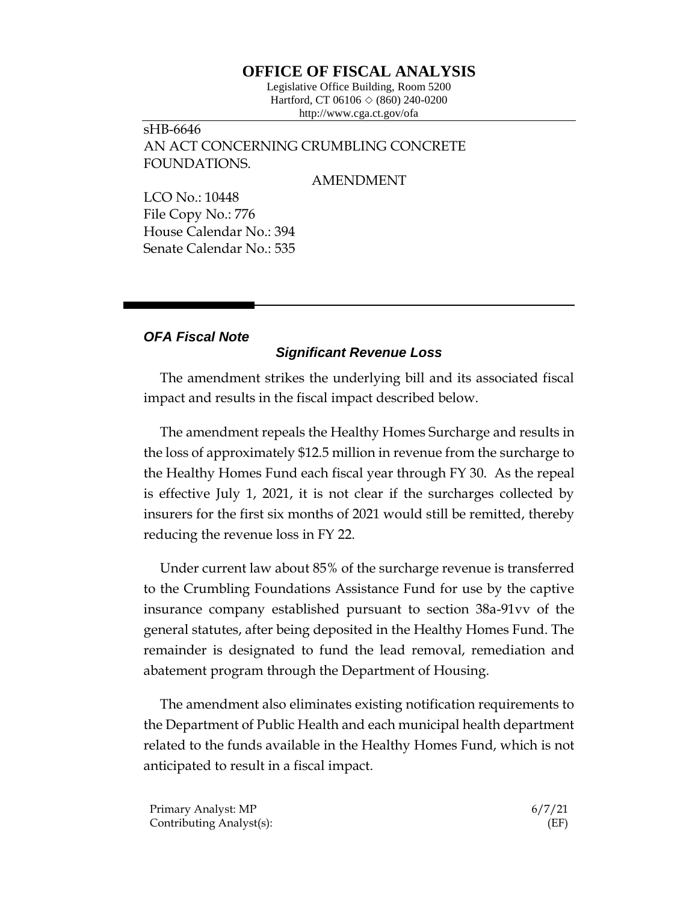# OFFICE OF FISCAL ANALYSIS

Legislative Office Building, Room 5200
Hartford, CT 06106 ◇ (860) 240-0200
http://www.cga.ct.gov/ofa

sHB-6646
AN ACT CONCERNING CRUMBLING CONCRETE FOUNDATIONS.

AMENDMENT

LCO No.: 10448
File Copy No.: 776
House Calendar No.: 394
Senate Calendar No.: 535

***OFA Fiscal Note***

***Significant Revenue Loss***

The amendment strikes the underlying bill and its associated fiscal impact and results in the fiscal impact described below.

The amendment repeals the Healthy Homes Surcharge and results in the loss of approximately $12.5 million in revenue from the surcharge to the Healthy Homes Fund each fiscal year through FY 30. As the repeal is effective July 1, 2021, it is not clear if the surcharges collected by insurers for the first six months of 2021 would still be remitted, thereby reducing the revenue loss in FY 22.

Under current law about 85% of the surcharge revenue is transferred to the Crumbling Foundations Assistance Fund for use by the captive insurance company established pursuant to section 38a-91vv of the general statutes, after being deposited in the Healthy Homes Fund. The remainder is designated to fund the lead removal, remediation and abatement program through the Department of Housing.

The amendment also eliminates existing notification requirements to the Department of Public Health and each municipal health department related to the funds available in the Healthy Homes Fund, which is not anticipated to result in a fiscal impact.

Primary Analyst: MP 6/7/21
Contributing Analyst(s): (EF)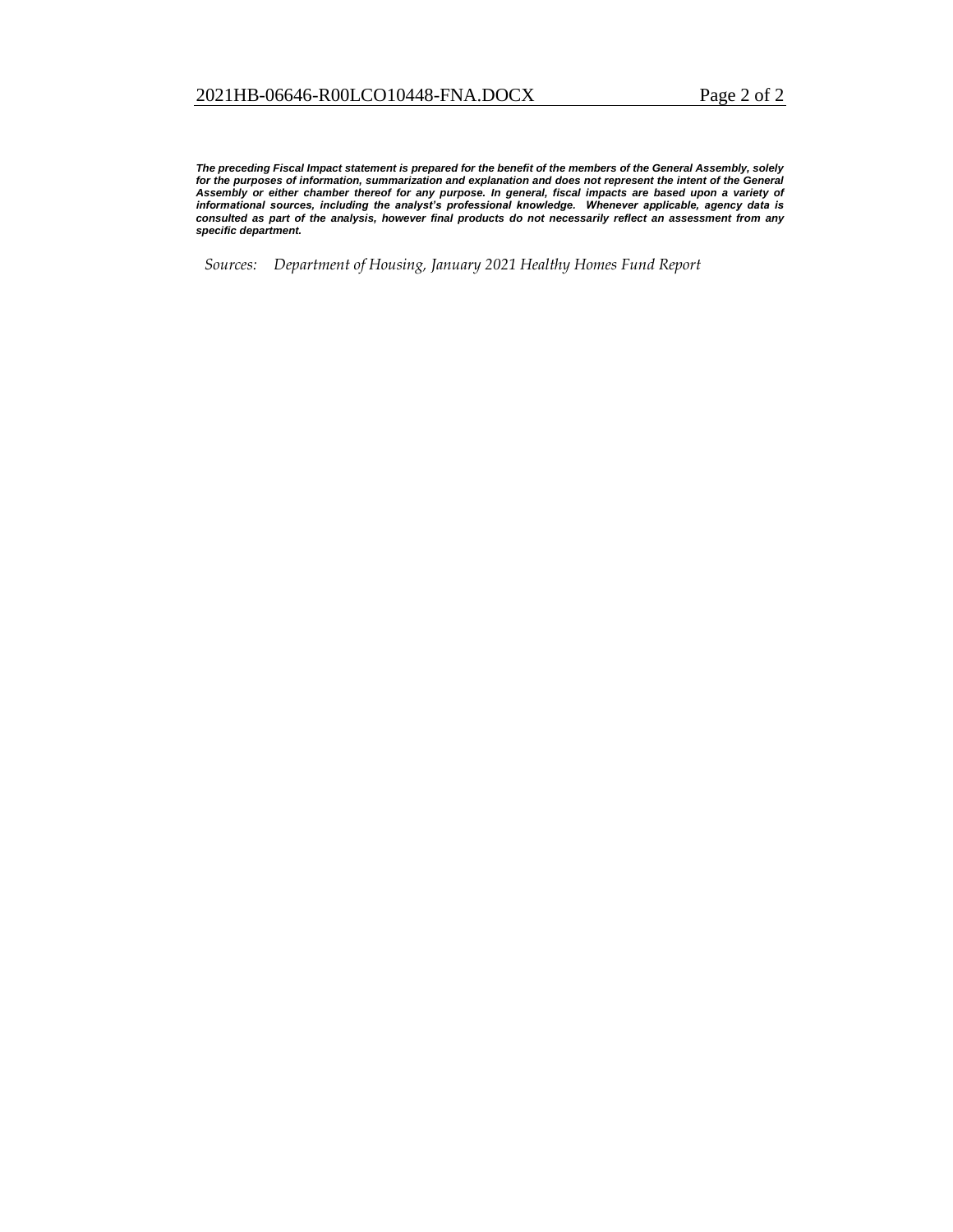***The preceding Fiscal Impact statement is prepared for the benefit of the members of the General Assembly, solely for the purposes of information, summarization and explanation and does not represent the intent of the General Assembly or either chamber thereof for any purpose. In general, fiscal impacts are based upon a variety of informational sources, including the analyst's professional knowledge. Whenever applicable, agency data is consulted as part of the analysis, however final products do not necessarily reflect an assessment from any specific department.***

*Sources: Department of Housing, January 2021 Healthy Homes Fund Report*